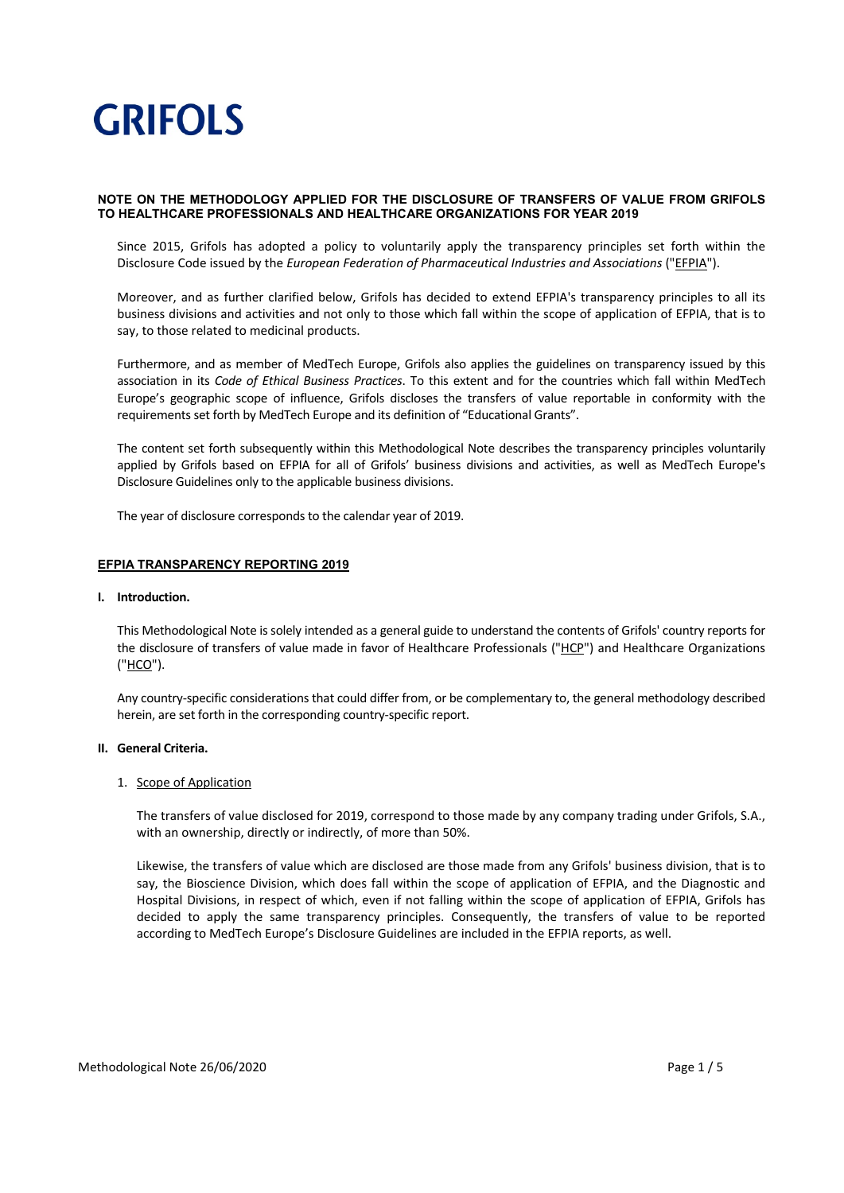GRIFOLS

**NOTE ON THE METHODOLOGY APPLIED FOR THE DISCLOSURE OF TRANSFERS OF VALUE FROM GRIFOLS TO HEALTHCARE PROFESSIONALS AND HEALTHCARE ORGANIZATIONS FOR YEAR 2019**

Since 2015, Grifols has adopted a policy to voluntarily apply the transparency principles set forth within the Disclosure Code issued by the *European Federation of Pharmaceutical Industries and Associations* ("EFPIA").

Moreover, and as further clarified below, Grifols has decided to extend EFPIA's transparency principles to all its business divisions and activities and not only to those which fall within the scope of application of EFPIA, that is to say, to those related to medicinal products.

Furthermore, and as member of MedTech Europe, Grifols also applies the guidelines on transparency issued by this association in its *Code of Ethical Business Practices*. To this extent and for the countries which fall within MedTech Europe's geographic scope of influence, Grifols discloses the transfers of value reportable in conformity with the requirements set forth by MedTech Europe and its definition of "Educational Grants".

The content set forth subsequently within this Methodological Note describes the transparency principles voluntarily applied by Grifols based on EFPIA for all of Grifols' business divisions and activities, as well as MedTech Europe's Disclosure Guidelines only to the applicable business divisions.

The year of disclosure corresponds to the calendar year of 2019.

## EFPIA TRANSPARENCY REPORTING 2019

### I. Introduction.

This Methodological Note is solely intended as a general guide to understand the contents of Grifols' country reports for the disclosure of transfers of value made in favor of Healthcare Professionals ("HCP") and Healthcare Organizations ("HCO").

Any country-specific considerations that could differ from, or be complementary to, the general methodology described herein, are set forth in the corresponding country-specific report.

### II. General Criteria.

1. Scope of Application

The transfers of value disclosed for 2019, correspond to those made by any company trading under Grifols, S.A., with an ownership, directly or indirectly, of more than 50%.

Likewise, the transfers of value which are disclosed are those made from any Grifols' business division, that is to say, the Bioscience Division, which does fall within the scope of application of EFPIA, and the Diagnostic and Hospital Divisions, in respect of which, even if not falling within the scope of application of EFPIA, Grifols has decided to apply the same transparency principles. Consequently, the transfers of value to be reported according to MedTech Europe's Disclosure Guidelines are included in the EFPIA reports, as well.

Methodological Note 26/06/2020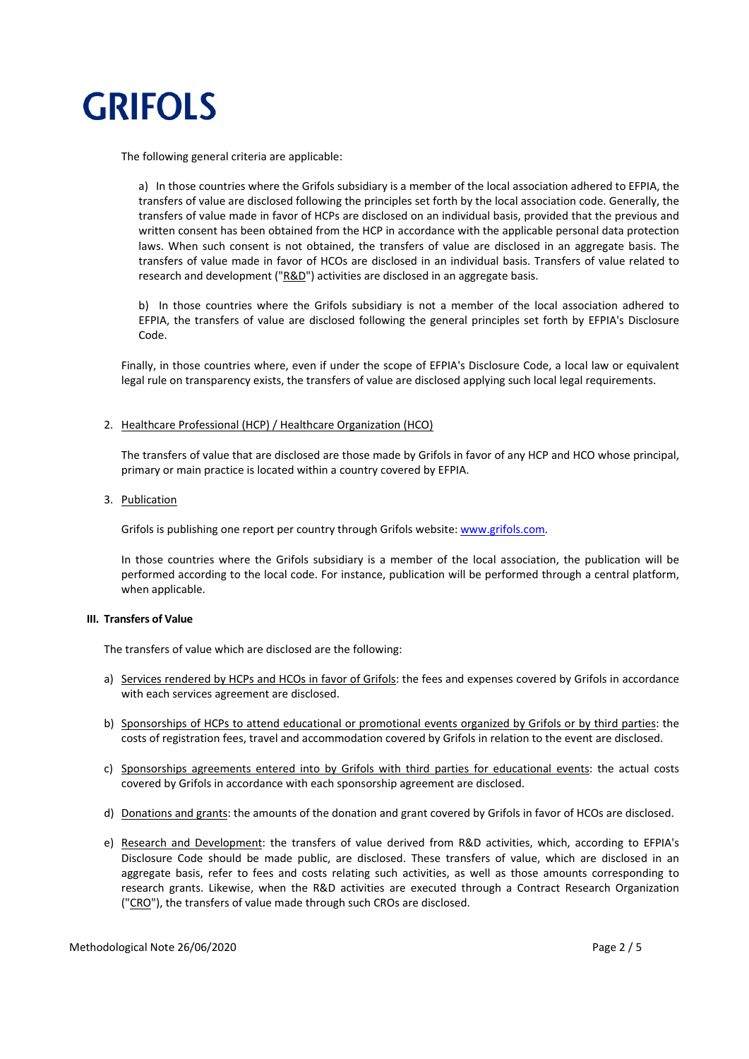The following general criteria are applicable:

a) In those countries where the Grifols subsidiary is a member of the local association adhered to EFPIA, the transfers of value are disclosed following the principles set forth by the local association code. Generally, the transfers of value made in favor of HCPs are disclosed on an individual basis, provided that the previous and written consent has been obtained from the HCP in accordance with the applicable personal data protection laws. When such consent is not obtained, the transfers of value are disclosed in an aggregate basis. The transfers of value made in favor of HCOs are disclosed in an individual basis. Transfers of value related to research and development ("R&D") activities are disclosed in an aggregate basis.

b) In those countries where the Grifols subsidiary is not a member of the local association adhered to EFPIA, the transfers of value are disclosed following the general principles set forth by EFPIA's Disclosure Code.

Finally, in those countries where, even if under the scope of EFPIA's Disclosure Code, a local law or equivalent legal rule on transparency exists, the transfers of value are disclosed applying such local legal requirements.

2. Healthcare Professional (HCP) / Healthcare Organization (HCO)

   The transfers of value that are disclosed are those made by Grifols in favor of any HCP and HCO whose principal, primary or main practice is located within a country covered by EFPIA.

3. Publication

   Grifols is publishing one report per country through Grifols website: www.grifols.com.

   In those countries where the Grifols subsidiary is a member of the local association, the publication will be performed according to the local code. For instance, publication will be performed through a central platform, when applicable.

## III. Transfers of Value

The transfers of value which are disclosed are the following:

a) Services rendered by HCPs and HCOs in favor of Grifols: the fees and expenses covered by Grifols in accordance with each services agreement are disclosed.

b) Sponsorships of HCPs to attend educational or promotional events organized by Grifols or by third parties: the costs of registration fees, travel and accommodation covered by Grifols in relation to the event are disclosed.

c) Sponsorships agreements entered into by Grifols with third parties for educational events: the actual costs covered by Grifols in accordance with each sponsorship agreement are disclosed.

d) Donations and grants: the amounts of the donation and grant covered by Grifols in favor of HCOs are disclosed.

e) Research and Development: the transfers of value derived from R&D activities, which, according to EFPIA's Disclosure Code should be made public, are disclosed. These transfers of value, which are disclosed in an aggregate basis, refer to fees and costs relating such activities, as well as those amounts corresponding to research grants. Likewise, when the R&D activities are executed through a Contract Research Organization ("CRO"), the transfers of value made through such CROs are disclosed.

Methodological Note 26/06/2020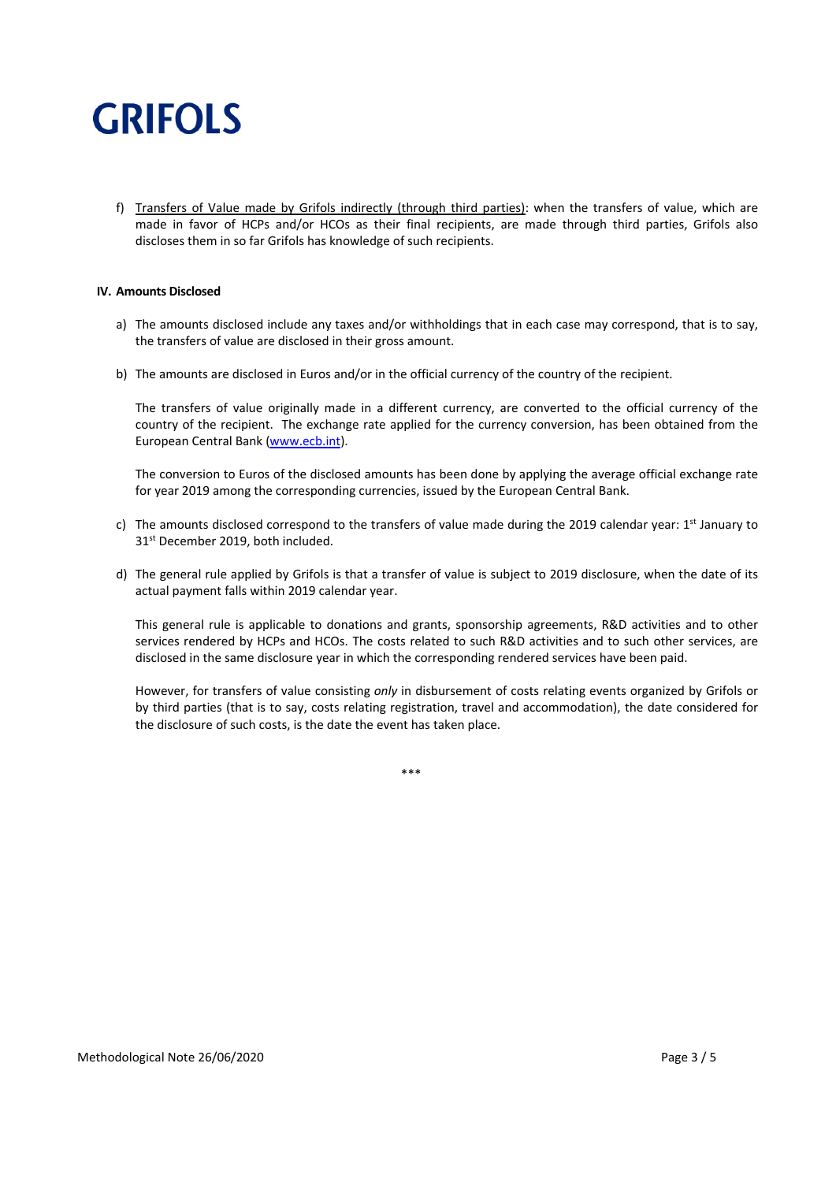f) Transfers of Value made by Grifols indirectly (through third parties): when the transfers of value, which are made in favor of HCPs and/or HCOs as their final recipients, are made through third parties, Grifols also discloses them in so far Grifols has knowledge of such recipients.

**IV. Amounts Disclosed**

a) The amounts disclosed include any taxes and/or withholdings that in each case may correspond, that is to say, the transfers of value are disclosed in their gross amount.

b) The amounts are disclosed in Euros and/or in the official currency of the country of the recipient.

   The transfers of value originally made in a different currency, are converted to the official currency of the country of the recipient. The exchange rate applied for the currency conversion, has been obtained from the European Central Bank (www.ecb.int).

   The conversion to Euros of the disclosed amounts has been done by applying the average official exchange rate for year 2019 among the corresponding currencies, issued by the European Central Bank.

c) The amounts disclosed correspond to the transfers of value made during the 2019 calendar year: 1st January to 31st December 2019, both included.

d) The general rule applied by Grifols is that a transfer of value is subject to 2019 disclosure, when the date of its actual payment falls within 2019 calendar year.

   This general rule is applicable to donations and grants, sponsorship agreements, R&D activities and to other services rendered by HCPs and HCOs. The costs related to such R&D activities and to such other services, are disclosed in the same disclosure year in which the corresponding rendered services have been paid.

   However, for transfers of value consisting *only* in disbursement of costs relating events organized by Grifols or by third parties (that is to say, costs relating registration, travel and accommodation), the date considered for the disclosure of such costs, is the date the event has taken place.

\*\*\*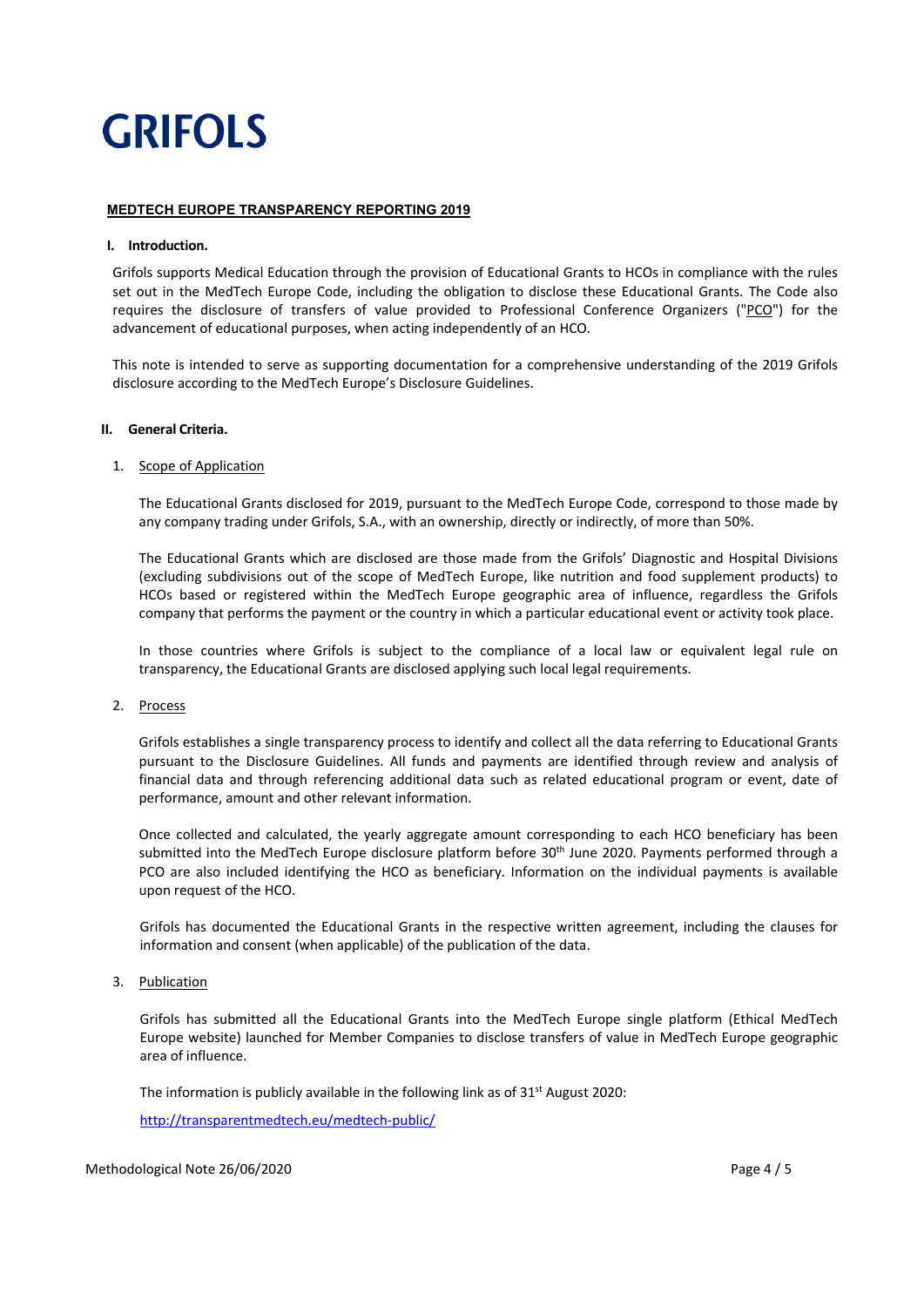**GRIFOLS**

## MEDTECH EUROPE TRANSPARENCY REPORTING 2019

### I. Introduction.

Grifols supports Medical Education through the provision of Educational Grants to HCOs in compliance with the rules set out in the MedTech Europe Code, including the obligation to disclose these Educational Grants. The Code also requires the disclosure of transfers of value provided to Professional Conference Organizers ("PCO") for the advancement of educational purposes, when acting independently of an HCO.

This note is intended to serve as supporting documentation for a comprehensive understanding of the 2019 Grifols disclosure according to the MedTech Europe's Disclosure Guidelines.

### II. General Criteria.

1. Scope of Application

   The Educational Grants disclosed for 2019, pursuant to the MedTech Europe Code, correspond to those made by any company trading under Grifols, S.A., with an ownership, directly or indirectly, of more than 50%.

   The Educational Grants which are disclosed are those made from the Grifols' Diagnostic and Hospital Divisions (excluding subdivisions out of the scope of MedTech Europe, like nutrition and food supplement products) to HCOs based or registered within the MedTech Europe geographic area of influence, regardless the Grifols company that performs the payment or the country in which a particular educational event or activity took place.

   In those countries where Grifols is subject to the compliance of a local law or equivalent legal rule on transparency, the Educational Grants are disclosed applying such local legal requirements.

2. Process

   Grifols establishes a single transparency process to identify and collect all the data referring to Educational Grants pursuant to the Disclosure Guidelines. All funds and payments are identified through review and analysis of financial data and through referencing additional data such as related educational program or event, date of performance, amount and other relevant information.

   Once collected and calculated, the yearly aggregate amount corresponding to each HCO beneficiary has been submitted into the MedTech Europe disclosure platform before 30th June 2020. Payments performed through a PCO are also included identifying the HCO as beneficiary. Information on the individual payments is available upon request of the HCO.

   Grifols has documented the Educational Grants in the respective written agreement, including the clauses for information and consent (when applicable) of the publication of the data.

3. Publication

   Grifols has submitted all the Educational Grants into the MedTech Europe single platform (Ethical MedTech Europe website) launched for Member Companies to disclose transfers of value in MedTech Europe geographic area of influence.

   The information is publicly available in the following link as of 31st August 2020:

   http://transparentmedtech.eu/medtech-public/

Methodological Note 26/06/2020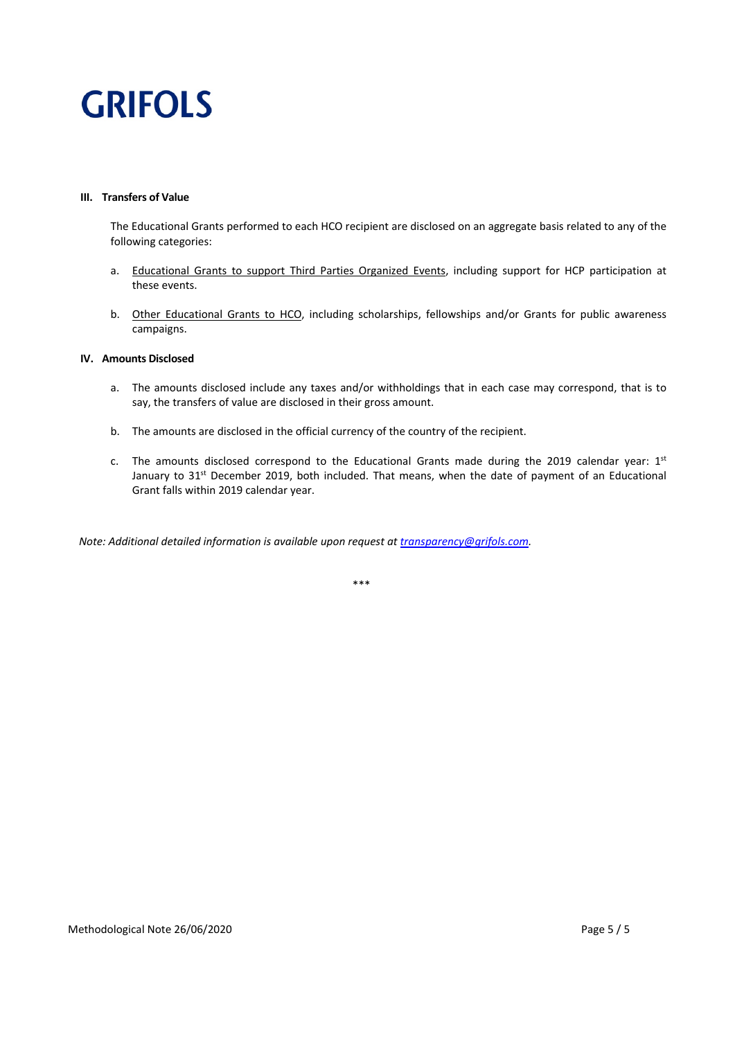**GRIFOLS**

## III. Transfers of Value

The Educational Grants performed to each HCO recipient are disclosed on an aggregate basis related to any of the following categories:

a. <u>Educational Grants to support Third Parties Organized Events</u>, including support for HCP participation at these events.

b. <u>Other Educational Grants to HCO</u>, including scholarships, fellowships and/or Grants for public awareness campaigns.

## IV. Amounts Disclosed

a. The amounts disclosed include any taxes and/or withholdings that in each case may correspond, that is to say, the transfers of value are disclosed in their gross amount.

b. The amounts are disclosed in the official currency of the country of the recipient.

c. The amounts disclosed correspond to the Educational Grants made during the 2019 calendar year: 1st January to 31st December 2019, both included. That means, when the date of payment of an Educational Grant falls within 2019 calendar year.

*Note: Additional detailed information is available upon request at [transparency@grifols.com](mailto:transparency@grifols.com).*

***

Methodological Note 26/06/2020